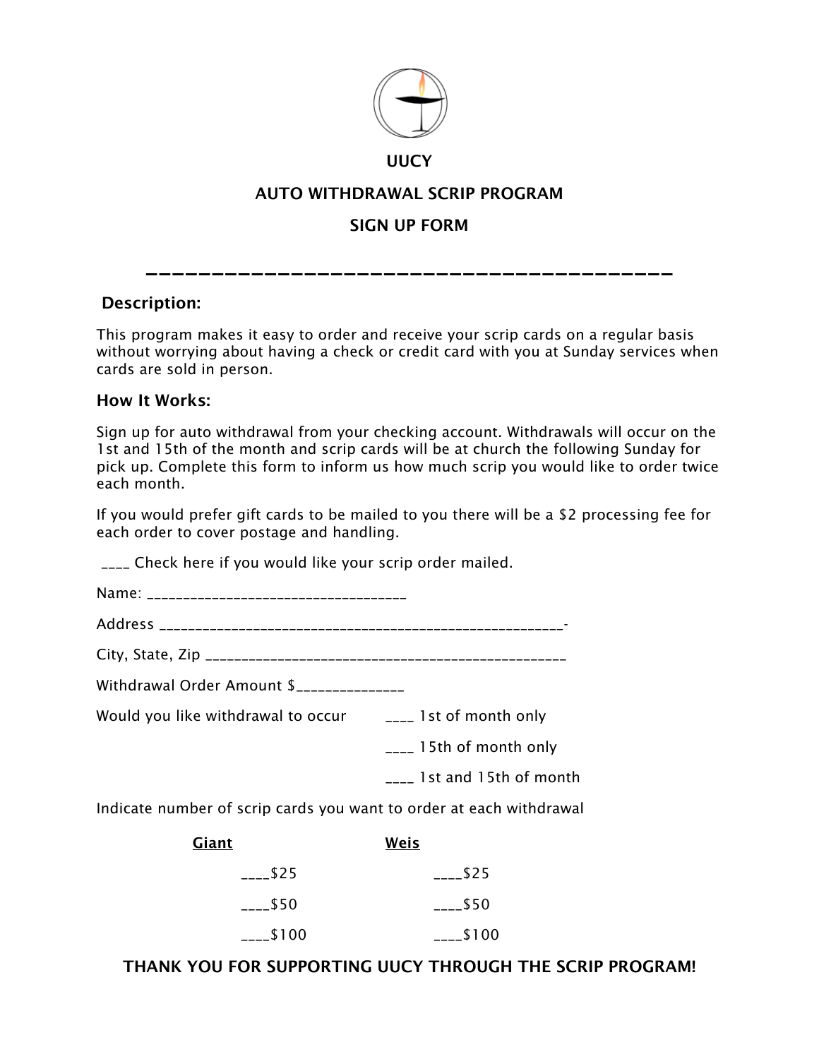# UUCY

## AUTO WITHDRAWAL SCRIP PROGRAM

## SIGN UP FORM

---

**Description:**

This program makes it easy to order and receive your scrip cards on a regular basis without worrying about having a check or credit card with you at Sunday services when cards are sold in person.

**How It Works:**

Sign up for auto withdrawal from your checking account. Withdrawals will occur on the 1st and 15th of the month and scrip cards will be at church the following Sunday for pick up. Complete this form to inform us how much scrip you would like to order twice each month.

If you would prefer gift cards to be mailed to you there will be a $2 processing fee for each order to cover postage and handling.

____ Check here if you would like your scrip order mailed.

Name: ___________________________________

Address _______________________________________________________-

City, State, Zip ________________________________________________

Withdrawal Order Amount $______________

Would you like withdrawal to occur

____ 1st of month only

____ 15th of month only

____ 1st and 15th of month

Indicate number of scrip cards you want to order at each withdrawal

| Giant | Weis |
|---|---|
| ____$25 | ____$25 |
| ____$50 | ____$50 |
| ____$100 | ____$100 |

**THANK YOU FOR SUPPORTING UUCY THROUGH THE SCRIP PROGRAM!**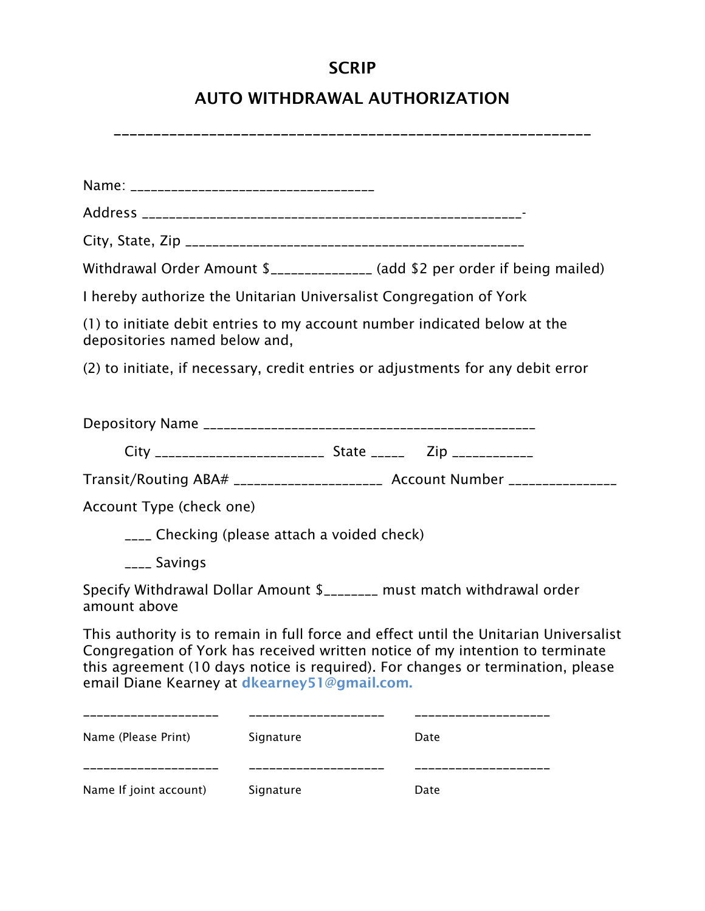# SCRIP

## AUTO WITHDRAWAL AUTHORIZATION

______________________________________________________________

Name: ___________________________________

Address _______________________________________________________-

City, State, Zip ________________________________________________

Withdrawal Order Amount $_____________ (add $2 per order if being mailed)

I hereby authorize the Unitarian Universalist Congregation of York

(1) to initiate debit entries to my account number indicated below at the depositories named below and,

(2) to initiate, if necessary, credit entries or adjustments for any debit error

Depository Name _______________________________________________

City _______________________ State _____ Zip ___________

Transit/Routing ABA# ____________________ Account Number ______________

Account Type (check one)

____ Checking (please attach a voided check)

____ Savings

Specify Withdrawal Dollar Amount $_______ must match withdrawal order amount above

This authority is to remain in full force and effect until the Unitarian Universalist Congregation of York has received written notice of my intention to terminate this agreement (10 days notice is required). For changes or termination, please email Diane Kearney at dkearney51@gmail.com.

| | | |
|---|---|---|
| ____________________ | ____________________ | ____________________ |
| Name (Please Print) | Signature | Date |
| ____________________ | ____________________ | ____________________ |
| Name If joint account) | Signature | Date |